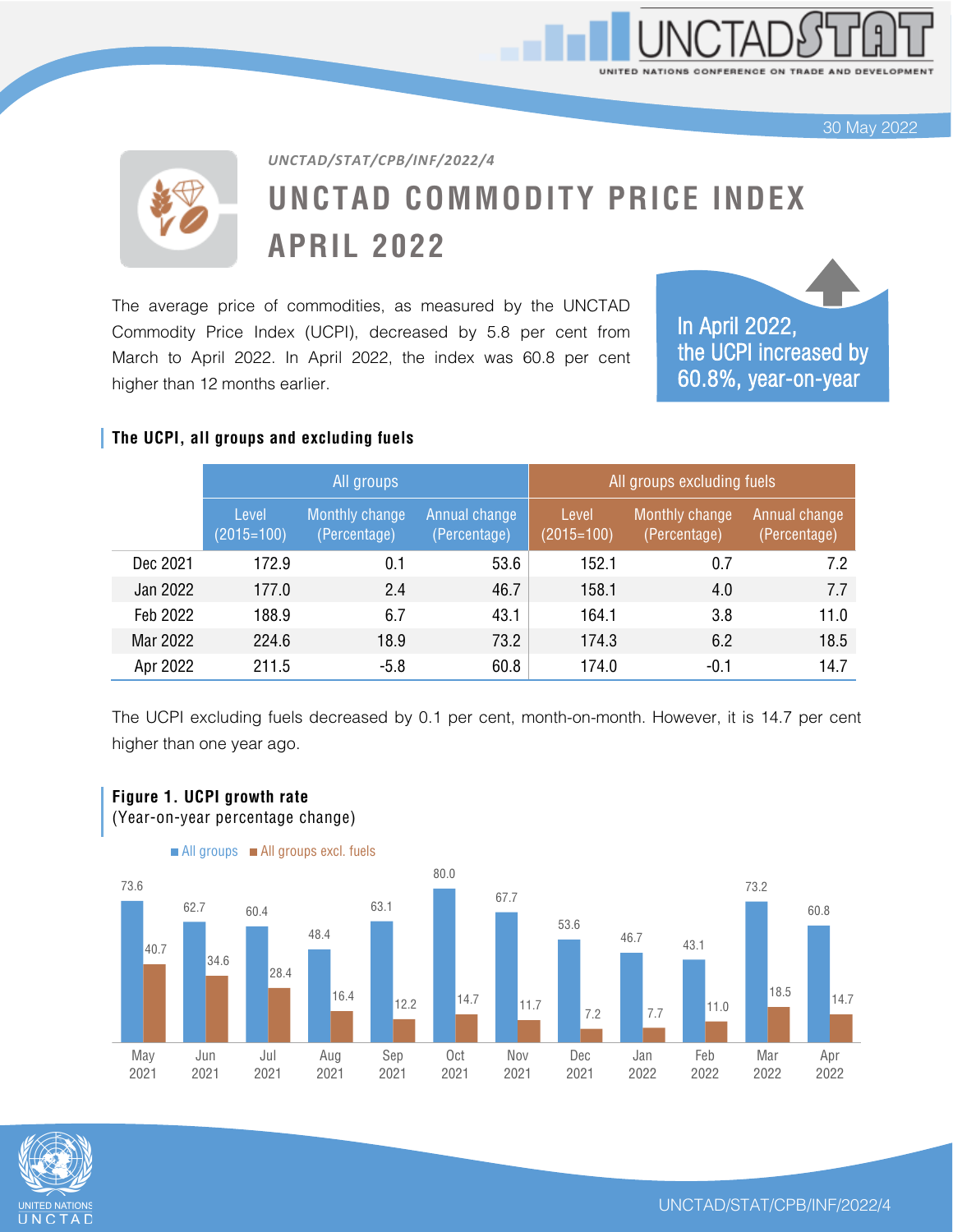30 May 2022

*UNCTAD/STAT/CPB/INF/2022/4*

# UNCTAD COMMODITY PRICE INDEX APRIL 2022

The average price of commodities, as measured by the UNCTAD Commodity Price Index (UCPI), decreased by 5.8 per cent from March to April 2022. In April 2022, the index was 60.8 per cent higher than 12 months earlier.

In April 2022, the UCPI increased by 60.8%, year-on-year

### The UCPI, all groups and excluding fuels

| | All groups | | | All groups excluding fuels | | |
|---|---|---|---|---|---|---|
| | Level (2015=100) | Monthly change (Percentage) | Annual change (Percentage) | Level (2015=100) | Monthly change (Percentage) | Annual change (Percentage) |
| Dec 2021 | 172.9 | 0.1 | 53.6 | 152.1 | 0.7 | 7.2 |
| Jan 2022 | 177.0 | 2.4 | 46.7 | 158.1 | 4.0 | 7.7 |
| Feb 2022 | 188.9 | 6.7 | 43.1 | 164.1 | 3.8 | 11.0 |
| Mar 2022 | 224.6 | 18.9 | 73.2 | 174.3 | 6.2 | 18.5 |
| Apr 2022 | 211.5 | -5.8 | 60.8 | 174.0 | -0.1 | 14.7 |

The UCPI excluding fuels decreased by 0.1 per cent, month-on-month. However, it is 14.7 per cent higher than one year ago.

### Figure 1. UCPI growth rate
(Year-on-year percentage change)

| | All groups | All groups excl. fuels |
|---|---|---|
| May 2021 | 73.6 | 40.7 |
| Jun 2021 | 62.7 | 34.6 |
| Jul 2021 | 60.4 | 28.4 |
| Aug 2021 | 48.4 | 16.4 |
| Sep 2021 | 63.1 | 12.2 |
| Oct 2021 | 80.0 | 14.7 |
| Nov 2021 | 67.7 | 11.7 |
| Dec 2021 | 53.6 | 7.2 |
| Jan 2022 | 46.7 | 7.7 |
| Feb 2022 | 43.1 | 11.0 |
| Mar 2022 | 73.2 | 18.5 |
| Apr 2022 | 60.8 | 14.7 |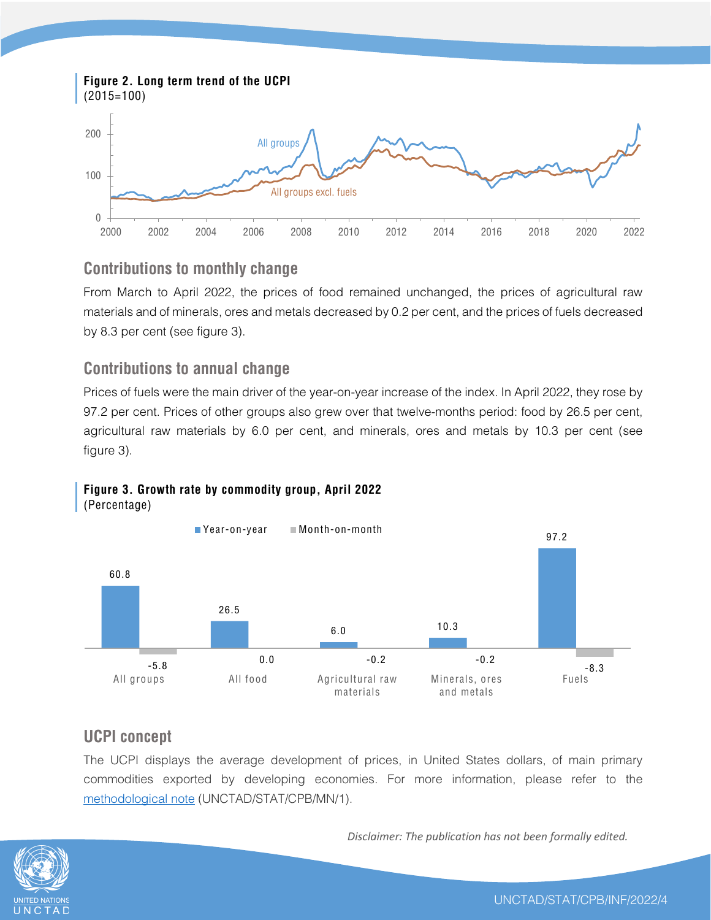**Figure 2. Long term trend of the UCPI**
(2015=100)

All groups
All groups excl. fuels

0
100
200

2000 2002 2004 2006 2008 2010 2012 2014 2016 2018 2020 2022

## Contributions to monthly change

From March to April 2022, the prices of food remained unchanged, the prices of agricultural raw materials and of minerals, ores and metals decreased by 0.2 per cent, and the prices of fuels decreased by 8.3 per cent (see figure 3).

## Contributions to annual change

Prices of fuels were the main driver of the year-on-year increase of the index. In April 2022, they rose by 97.2 per cent. Prices of other groups also grew over that twelve-months period: food by 26.5 per cent, agricultural raw materials by 6.0 per cent, and minerals, ores and metals by 10.3 per cent (see figure 3).

**Figure 3. Growth rate by commodity group, April 2022**
(Percentage)

Year-on-year
Month-on-month

All groups: 60.8, -5.8
All food: 26.5, 0.0
Agricultural raw materials: 6.0, -0.2
Minerals, ores and metals: 10.3, -0.2
Fuels: 97.2, -8.3

## UCPI concept

The UCPI displays the average development of prices, in United States dollars, of main primary commodities exported by developing economies. For more information, please refer to the methodological note (UNCTAD/STAT/CPB/MN/1).

*Disclaimer: The publication has not been formally edited.*

UNCTAD/STAT/CPB/INF/2022/4